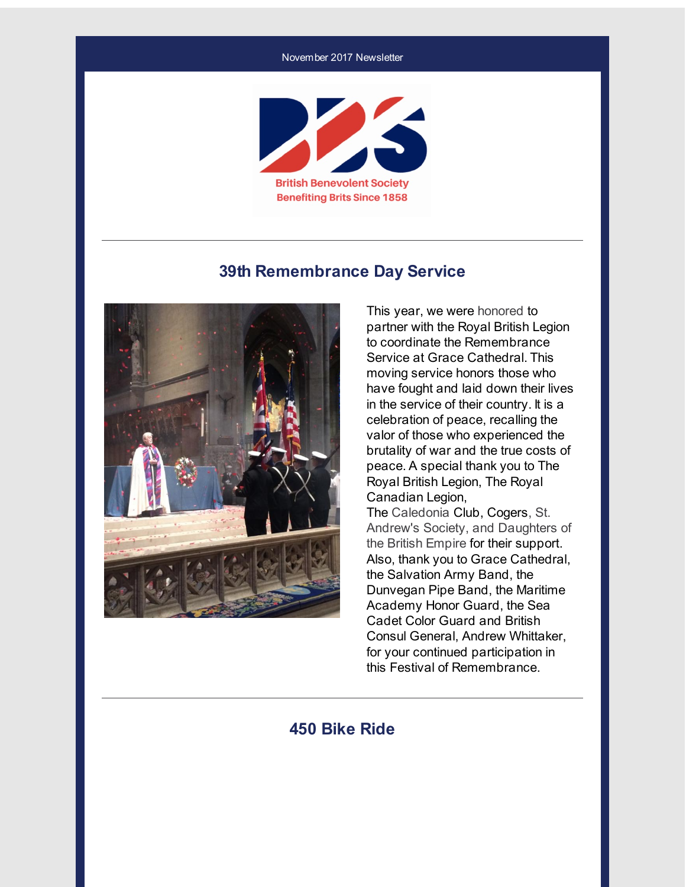November 2017 Newsletter

British Benevolent Society
Benefiting Brits Since 1858

---

## 39th Remembrance Day Service

This year, we were honored to partner with the Royal British Legion to coordinate the Remembrance Service at Grace Cathedral. This moving service honors those who have fought and laid down their lives in the service of their country. It is a celebration of peace, recalling the valor of those who experienced the brutality of war and the true costs of peace. A special thank you to The Royal British Legion, The Royal Canadian Legion, The Caledonia Club, Cogers, St. Andrew's Society, and Daughters of the British Empire for their support. Also, thank you to Grace Cathedral, the Salvation Army Band, the Dunvegan Pipe Band, the Maritime Academy Honor Guard, the Sea Cadet Color Guard and British Consul General, Andrew Whittaker, for your continued participation in this Festival of Remembrance.

---

## 450 Bike Ride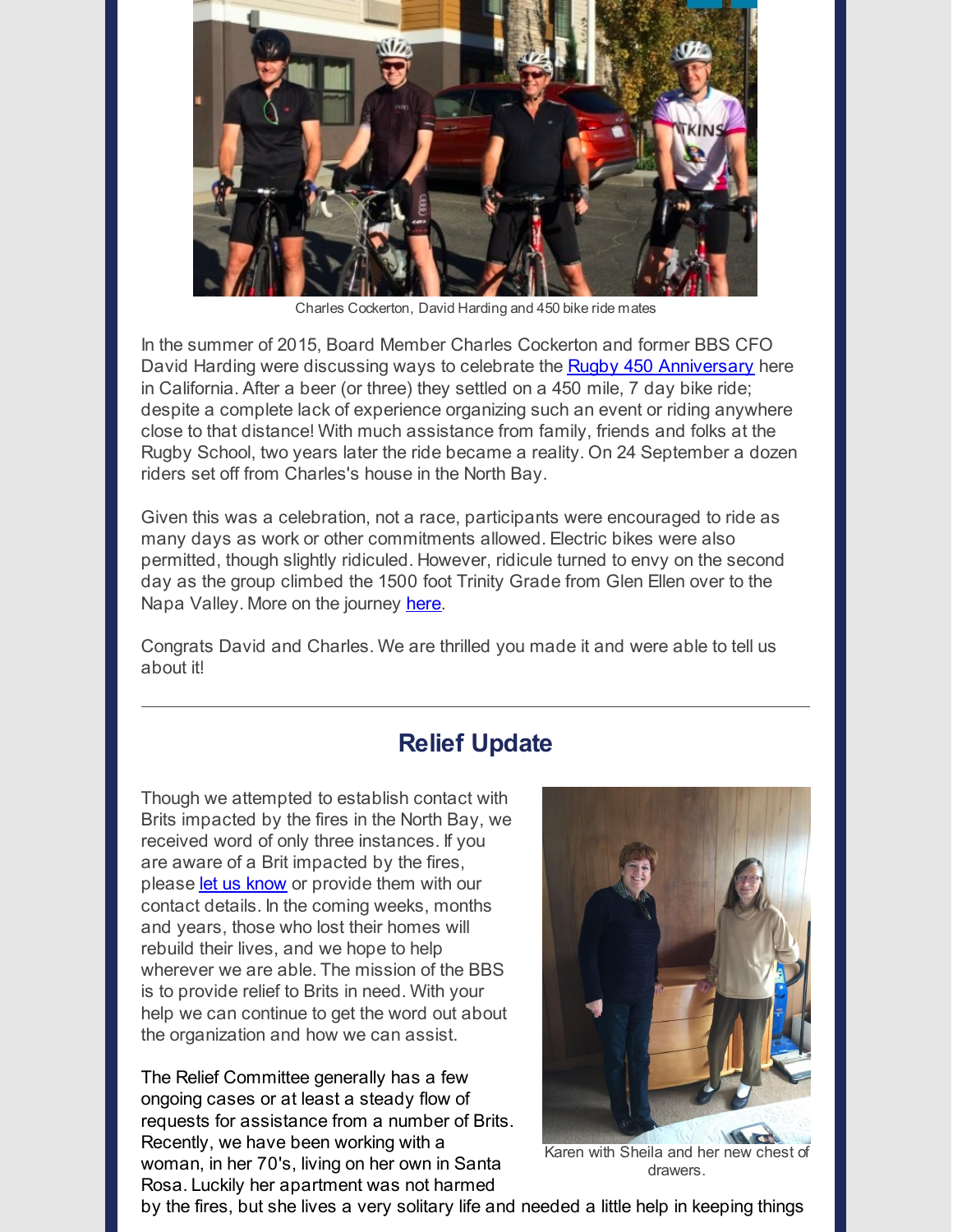Charles Cockerton, David Harding and 450 bike ride mates

In the summer of 2015, Board Member Charles Cockerton and former BBS CFO David Harding were discussing ways to celebrate the Rugby 450 Anniversary here in California. After a beer (or three) they settled on a 450 mile, 7 day bike ride; despite a complete lack of experience organizing such an event or riding anywhere close to that distance! With much assistance from family, friends and folks at the Rugby School, two years later the ride became a reality. On 24 September a dozen riders set off from Charles's house in the North Bay.

Given this was a celebration, not a race, participants were encouraged to ride as many days as work or other commitments allowed. Electric bikes were also permitted, though slightly ridiculed. However, ridicule turned to envy on the second day as the group climbed the 1500 foot Trinity Grade from Glen Ellen over to the Napa Valley. More on the journey here.

Congrats David and Charles. We are thrilled you made it and were able to tell us about it!

---

## Relief Update

Though we attempted to establish contact with Brits impacted by the fires in the North Bay, we received word of only three instances. If you are aware of a Brit impacted by the fires, please let us know or provide them with our contact details. In the coming weeks, months and years, those who lost their homes will rebuild their lives, and we hope to help wherever we are able. The mission of the BBS is to provide relief to Brits in need. With your help we can continue to get the word out about the organization and how we can assist.

Karen with Sheila and her new chest of drawers.

The Relief Committee generally has a few ongoing cases or at least a steady flow of requests for assistance from a number of Brits. Recently, we have been working with a woman, in her 70's, living on her own in Santa Rosa. Luckily her apartment was not harmed by the fires, but she lives a very solitary life and needed a little help in keeping things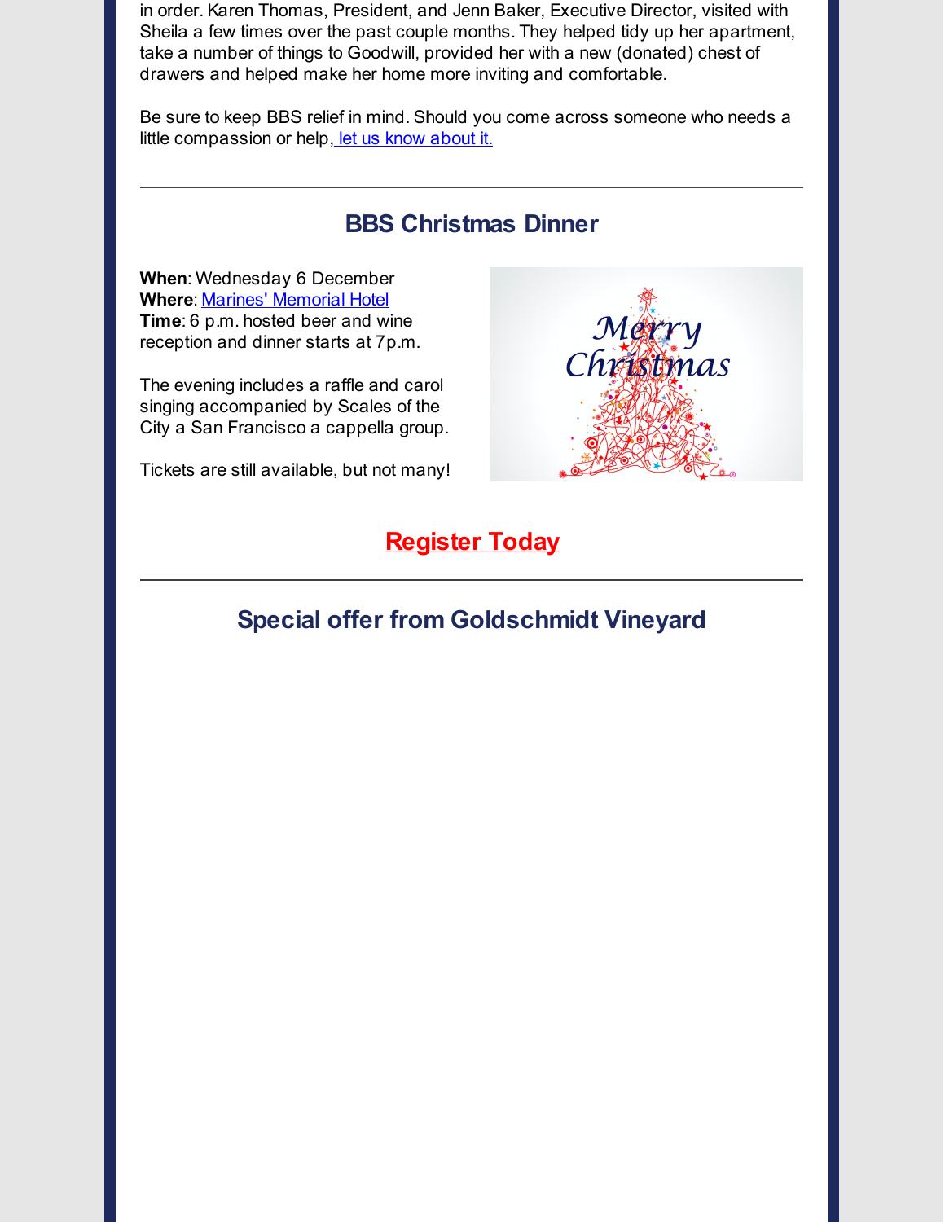in order. Karen Thomas, President, and Jenn Baker, Executive Director, visited with Sheila a few times over the past couple months. They helped tidy up her apartment, take a number of things to Goodwill, provided her with a new (donated) chest of drawers and helped make her home more inviting and comfortable.

Be sure to keep BBS relief in mind. Should you come across someone who needs a little compassion or help, let us know about it.

---

## BBS Christmas Dinner

**When**: Wednesday 6 December
**Where**: Marines' Memorial Hotel
**Time**: 6 p.m. hosted beer and wine reception and dinner starts at 7p.m.

The evening includes a raffle and carol singing accompanied by Scales of the City a San Francisco a cappella group.

Tickets are still available, but not many!

**Register Today**

---

## Special offer from Goldschmidt Vineyard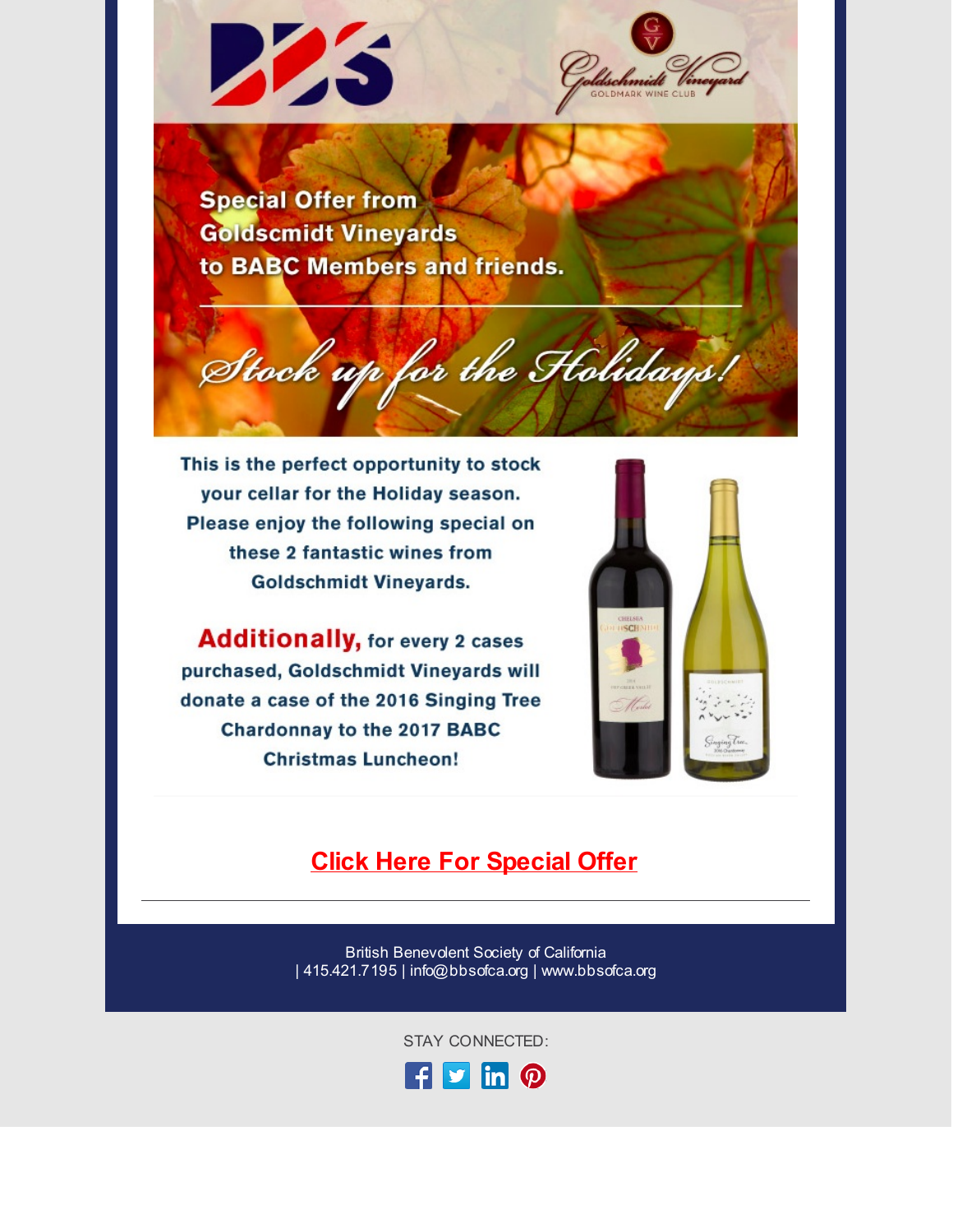Special Offer from Goldscmidt Vineyards to BABC Members and friends.

*Stock up for the Holidays!*

This is the perfect opportunity to stock your cellar for the Holiday season. Please enjoy the following special on these 2 fantastic wines from Goldschmidt Vineyards.

**Additionally,** for every 2 cases purchased, Goldschmidt Vineyards will donate a case of the 2016 Singing Tree Chardonnay to the 2017 BABC Christmas Luncheon!

**Click Here For Special Offer**

---

British Benevolent Society of California
| 415.421.7195 | info@bbsofca.org | www.bbsofca.org

STAY CONNECTED: